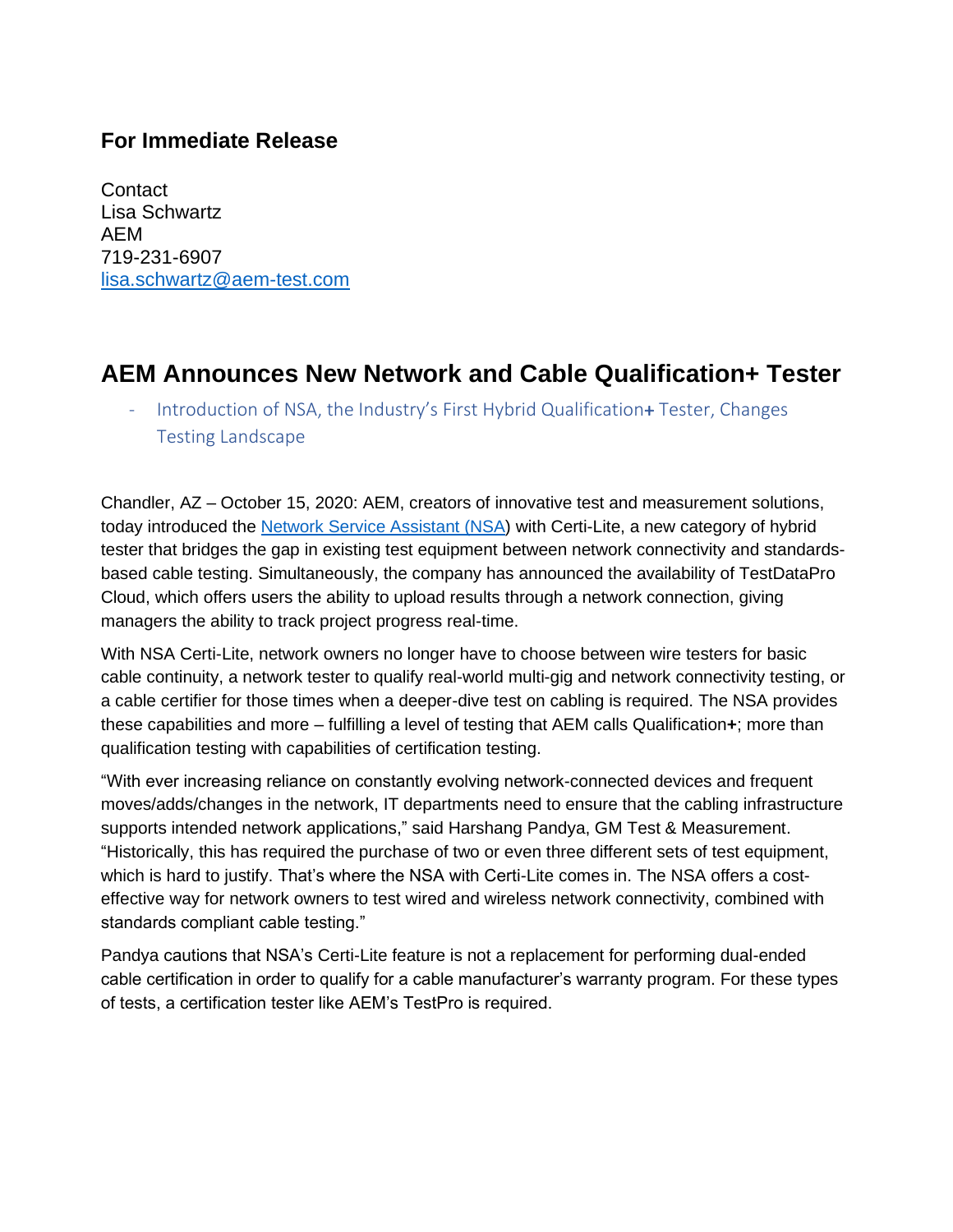### For Immediate Release

Contact
Lisa Schwartz
AEM
719-231-6907
[lisa.schwartz@aem-test.com](mailto:lisa.schwartz@aem-test.com)

## AEM Announces New Network and Cable Qualification+ Tester

- Introduction of NSA, the Industry's First Hybrid Qualification**+** Tester, Changes Testing Landscape

Chandler, AZ – October 15, 2020: AEM, creators of innovative test and measurement solutions, today introduced the [Network Service Assistant (NSA)](#) with Certi-Lite, a new category of hybrid tester that bridges the gap in existing test equipment between network connectivity and standards-based cable testing. Simultaneously, the company has announced the availability of TestDataPro Cloud, which offers users the ability to upload results through a network connection, giving managers the ability to track project progress real-time.

With NSA Certi-Lite, network owners no longer have to choose between wire testers for basic cable continuity, a network tester to qualify real-world multi-gig and network connectivity testing, or a cable certifier for those times when a deeper-dive test on cabling is required. The NSA provides these capabilities and more – fulfilling a level of testing that AEM calls Qualification**+**; more than qualification testing with capabilities of certification testing.

"With ever increasing reliance on constantly evolving network-connected devices and frequent moves/adds/changes in the network, IT departments need to ensure that the cabling infrastructure supports intended network applications," said Harshang Pandya, GM Test & Measurement. "Historically, this has required the purchase of two or even three different sets of test equipment, which is hard to justify. That's where the NSA with Certi-Lite comes in. The NSA offers a cost-effective way for network owners to test wired and wireless network connectivity, combined with standards compliant cable testing."

Pandya cautions that NSA's Certi-Lite feature is not a replacement for performing dual-ended cable certification in order to qualify for a cable manufacturer's warranty program. For these types of tests, a certification tester like AEM's TestPro is required.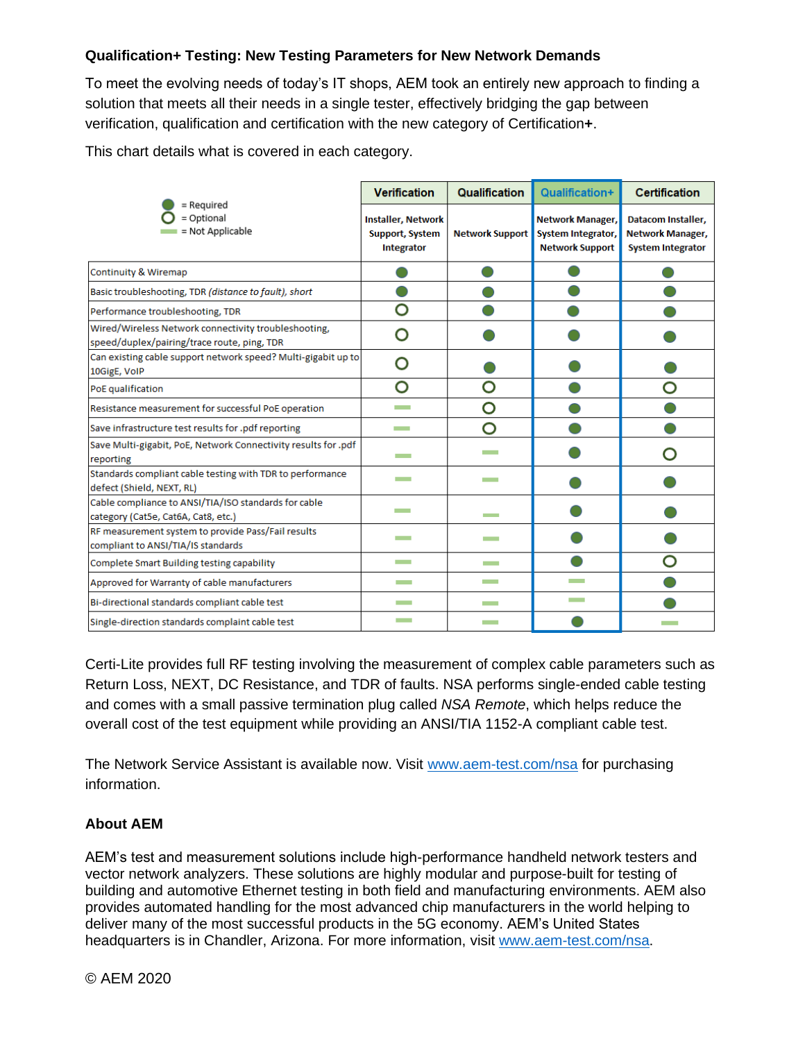**Qualification+ Testing: New Testing Parameters for New Network Demands**

To meet the evolving needs of today's IT shops, AEM took an entirely new approach to finding a solution that meets all their needs in a single tester, effectively bridging the gap between verification, qualification and certification with the new category of Certification**+**.

This chart details what is covered in each category.

● = Required
○ = Optional
▬ = Not Applicable

| | Verification | Qualification | Qualification+ | Certification |
|---|---|---|---|---|
| | Installer, Network Support, System Integrator | Network Support | Network Manager, System Integrator, Network Support | Datacom Installer, Network Manager, System Integrator |
| Continuity & Wiremap | ● | ● | ● | ● |
| Basic troubleshooting, TDR *(distance to fault)*, *short* | ● | ● | ● | ● |
| Performance troubleshooting, TDR | ○ | ● | ● | ● |
| Wired/Wireless Network connectivity troubleshooting, speed/duplex/pairing/trace route, ping, TDR | ○ | ● | ● | ● |
| Can existing cable support network speed? Multi-gigabit up to 10GigE, VoIP | ○ | ● | ● | ● |
| PoE qualification | ○ | ○ | ● | ○ |
| Resistance measurement for successful PoE operation | ▬ | ○ | ● | ● |
| Save infrastructure test results for .pdf reporting | ▬ | ○ | ● | ● |
| Save Multi-gigabit, PoE, Network Connectivity results for .pdf reporting | ▬ | ▬ | ● | ○ |
| Standards compliant cable testing with TDR to performance defect (Shield, NEXT, RL) | ▬ | ▬ | ● | ● |
| Cable compliance to ANSI/TIA/ISO standards for cable category (Cat5e, Cat6A, Cat8, etc.) | ▬ | ▬ | ● | ● |
| RF measurement system to provide Pass/Fail results compliant to ANSI/TIA/IS standards | ▬ | ▬ | ● | ● |
| Complete Smart Building testing capability | ▬ | ▬ | ● | ○ |
| Approved for Warranty of cable manufacturers | ▬ | ▬ | ▬ | ● |
| Bi-directional standards compliant cable test | ▬ | ▬ | ▬ | ● |
| Single-direction standards complaint cable test | ▬ | ▬ | ● | ▬ |

Certi-Lite provides full RF testing involving the measurement of complex cable parameters such as Return Loss, NEXT, DC Resistance, and TDR of faults. NSA performs single-ended cable testing and comes with a small passive termination plug called *NSA Remote*, which helps reduce the overall cost of the test equipment while providing an ANSI/TIA 1152-A compliant cable test.

The Network Service Assistant is available now. Visit www.aem-test.com/nsa for purchasing information.

**About AEM**

AEM's test and measurement solutions include high-performance handheld network testers and vector network analyzers. These solutions are highly modular and purpose-built for testing of building and automotive Ethernet testing in both field and manufacturing environments. AEM also provides automated handling for the most advanced chip manufacturers in the world helping to deliver many of the most successful products in the 5G economy. AEM's United States headquarters is in Chandler, Arizona. For more information, visit www.aem-test.com/nsa.

© AEM 2020